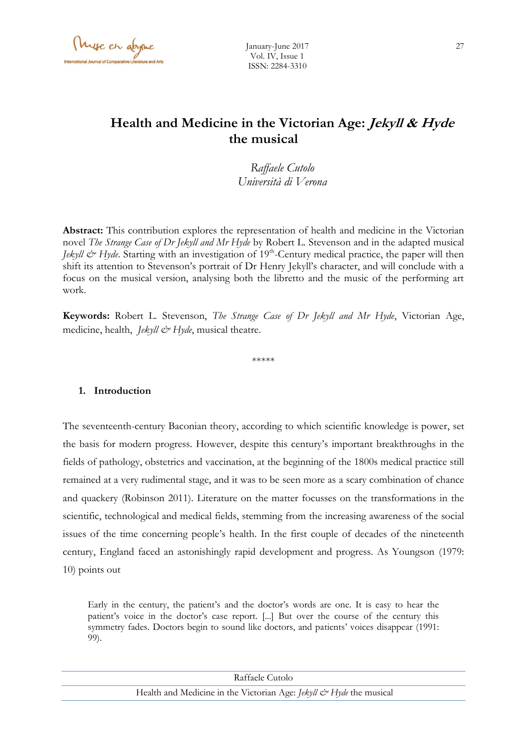# Health and Medicine in the Victorian Age: *Jekyll & Hyde* the musical

*Raffaele Cutolo*
*Università di Verona*

**Abstract:** This contribution explores the representation of health and medicine in the Victorian novel *The Strange Case of Dr Jekyll and Mr Hyde* by Robert L. Stevenson and in the adapted musical *Jekyll & Hyde*. Starting with an investigation of 19$^{th}$-Century medical practice, the paper will then shift its attention to Stevenson's portrait of Dr Henry Jekyll's character, and will conclude with a focus on the musical version, analysing both the libretto and the music of the performing art work.

**Keywords:** Robert L. Stevenson, *The Strange Case of Dr Jekyll and Mr Hyde*, Victorian Age, medicine, health, *Jekyll & Hyde*, musical theatre.

\*\*\*\*\*

## 1. Introduction

The seventeenth-century Baconian theory, according to which scientific knowledge is power, set the basis for modern progress. However, despite this century's important breakthroughs in the fields of pathology, obstetrics and vaccination, at the beginning of the 1800s medical practice still remained at a very rudimental stage, and it was to be seen more as a scary combination of chance and quackery (Robinson 2011). Literature on the matter focusses on the transformations in the scientific, technological and medical fields, stemming from the increasing awareness of the social issues of the time concerning people's health. In the first couple of decades of the nineteenth century, England faced an astonishingly rapid development and progress. As Youngson (1979: 10) points out

> Early in the century, the patient's and the doctor's words are one. It is easy to hear the patient's voice in the doctor's case report. [...] But over the course of the century this symmetry fades. Doctors begin to sound like doctors, and patients' voices disappear (1991: 99).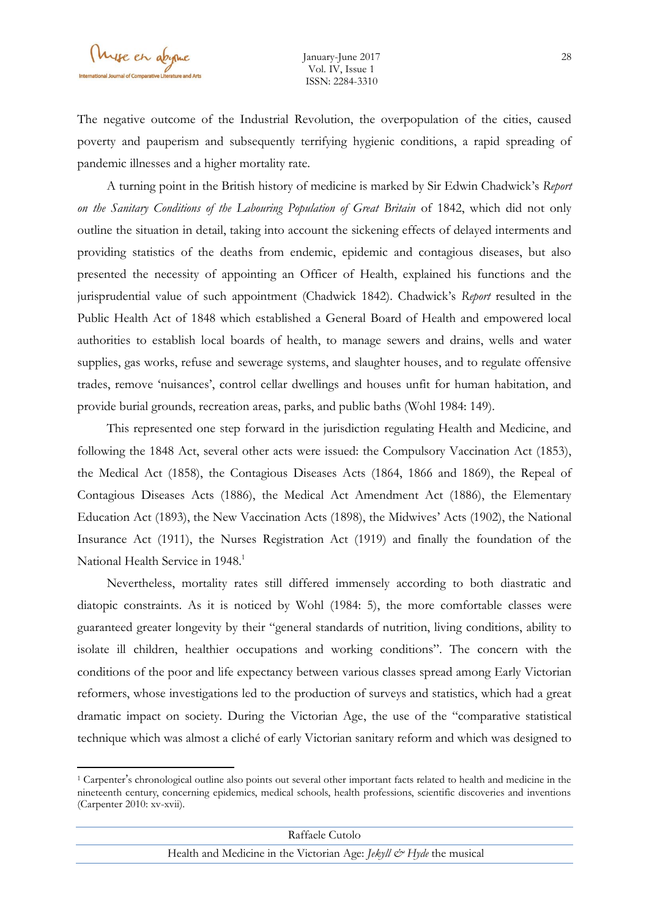The negative outcome of the Industrial Revolution, the overpopulation of the cities, caused poverty and pauperism and subsequently terrifying hygienic conditions, a rapid spreading of pandemic illnesses and a higher mortality rate.

A turning point in the British history of medicine is marked by Sir Edwin Chadwick's *Report on the Sanitary Conditions of the Labouring Population of Great Britain* of 1842, which did not only outline the situation in detail, taking into account the sickening effects of delayed interments and providing statistics of the deaths from endemic, epidemic and contagious diseases, but also presented the necessity of appointing an Officer of Health, explained his functions and the jurisprudential value of such appointment (Chadwick 1842). Chadwick's *Report* resulted in the Public Health Act of 1848 which established a General Board of Health and empowered local authorities to establish local boards of health, to manage sewers and drains, wells and water supplies, gas works, refuse and sewerage systems, and slaughter houses, and to regulate offensive trades, remove 'nuisances', control cellar dwellings and houses unfit for human habitation, and provide burial grounds, recreation areas, parks, and public baths (Wohl 1984: 149).

This represented one step forward in the jurisdiction regulating Health and Medicine, and following the 1848 Act, several other acts were issued: the Compulsory Vaccination Act (1853), the Medical Act (1858), the Contagious Diseases Acts (1864, 1866 and 1869), the Repeal of Contagious Diseases Acts (1886), the Medical Act Amendment Act (1886), the Elementary Education Act (1893), the New Vaccination Acts (1898), the Midwives' Acts (1902), the National Insurance Act (1911), the Nurses Registration Act (1919) and finally the foundation of the National Health Service in 1948.[1]

Nevertheless, mortality rates still differed immensely according to both diastratic and diatopic constraints. As it is noticed by Wohl (1984: 5), the more comfortable classes were guaranteed greater longevity by their "general standards of nutrition, living conditions, ability to isolate ill children, healthier occupations and working conditions". The concern with the conditions of the poor and life expectancy between various classes spread among Early Victorian reformers, whose investigations led to the production of surveys and statistics, which had a great dramatic impact on society. During the Victorian Age, the use of the "comparative statistical technique which was almost a cliché of early Victorian sanitary reform and which was designed to

---

[1] Carpenter's chronological outline also points out several other important facts related to health and medicine in the nineteenth century, concerning epidemics, medical schools, health professions, scientific discoveries and inventions (Carpenter 2010: xv-xvii).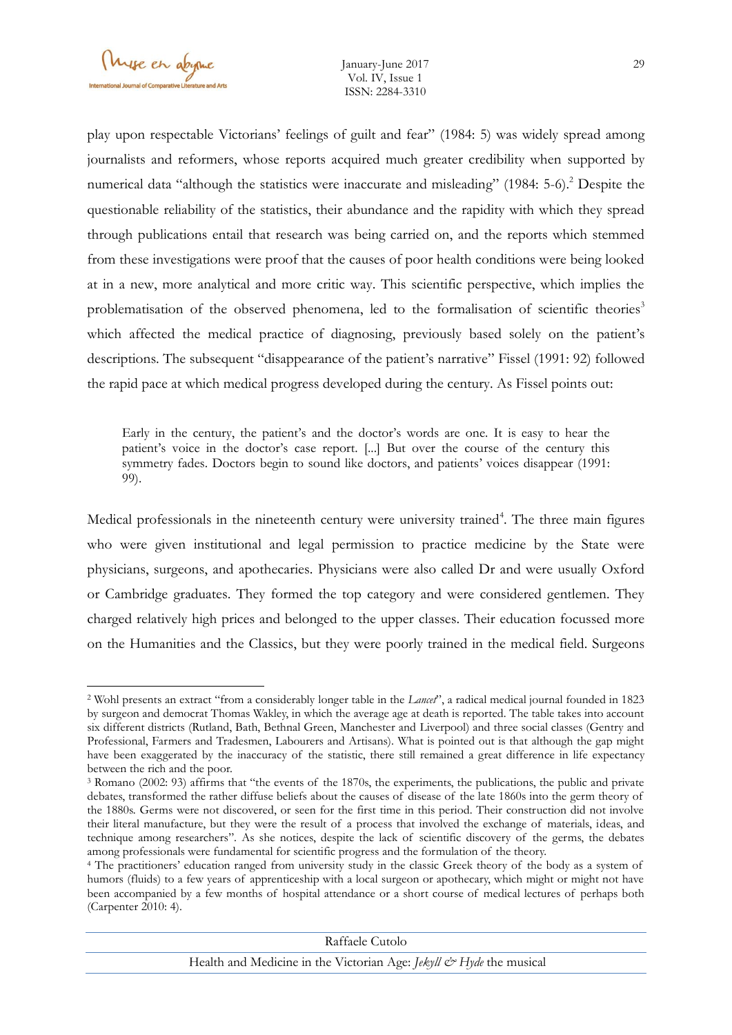play upon respectable Victorians' feelings of guilt and fear" (1984: 5) was widely spread among journalists and reformers, whose reports acquired much greater credibility when supported by numerical data "although the statistics were inaccurate and misleading" (1984: 5-6).[2] Despite the questionable reliability of the statistics, their abundance and the rapidity with which they spread through publications entail that research was being carried on, and the reports which stemmed from these investigations were proof that the causes of poor health conditions were being looked at in a new, more analytical and more critic way. This scientific perspective, which implies the problematisation of the observed phenomena, led to the formalisation of scientific theories[3] which affected the medical practice of diagnosing, previously based solely on the patient's descriptions. The subsequent "disappearance of the patient's narrative" Fissel (1991: 92) followed the rapid pace at which medical progress developed during the century. As Fissel points out:

> Early in the century, the patient's and the doctor's words are one. It is easy to hear the patient's voice in the doctor's case report. [...] But over the course of the century this symmetry fades. Doctors begin to sound like doctors, and patients' voices disappear (1991: 99).

Medical professionals in the nineteenth century were university trained[4]. The three main figures who were given institutional and legal permission to practice medicine by the State were physicians, surgeons, and apothecaries. Physicians were also called Dr and were usually Oxford or Cambridge graduates. They formed the top category and were considered gentlemen. They charged relatively high prices and belonged to the upper classes. Their education focussed more on the Humanities and the Classics, but they were poorly trained in the medical field. Surgeons

---

[2] Wohl presents an extract "from a considerably longer table in the *Lancet*", a radical medical journal founded in 1823 by surgeon and democrat Thomas Wakley, in which the average age at death is reported. The table takes into account six different districts (Rutland, Bath, Bethnal Green, Manchester and Liverpool) and three social classes (Gentry and Professional, Farmers and Tradesmen, Labourers and Artisans). What is pointed out is that although the gap might have been exaggerated by the inaccuracy of the statistic, there still remained a great difference in life expectancy between the rich and the poor.

[3] Romano (2002: 93) affirms that "the events of the 1870s, the experiments, the publications, the public and private debates, transformed the rather diffuse beliefs about the causes of disease of the late 1860s into the germ theory of the 1880s. Germs were not discovered, or seen for the first time in this period. Their construction did not involve their literal manufacture, but they were the result of a process that involved the exchange of materials, ideas, and technique among researchers". As she notices, despite the lack of scientific discovery of the germs, the debates among professionals were fundamental for scientific progress and the formulation of the theory.

[4] The practitioners' education ranged from university study in the classic Greek theory of the body as a system of humors (fluids) to a few years of apprenticeship with a local surgeon or apothecary, which might or might not have been accompanied by a few months of hospital attendance or a short course of medical lectures of perhaps both (Carpenter 2010: 4).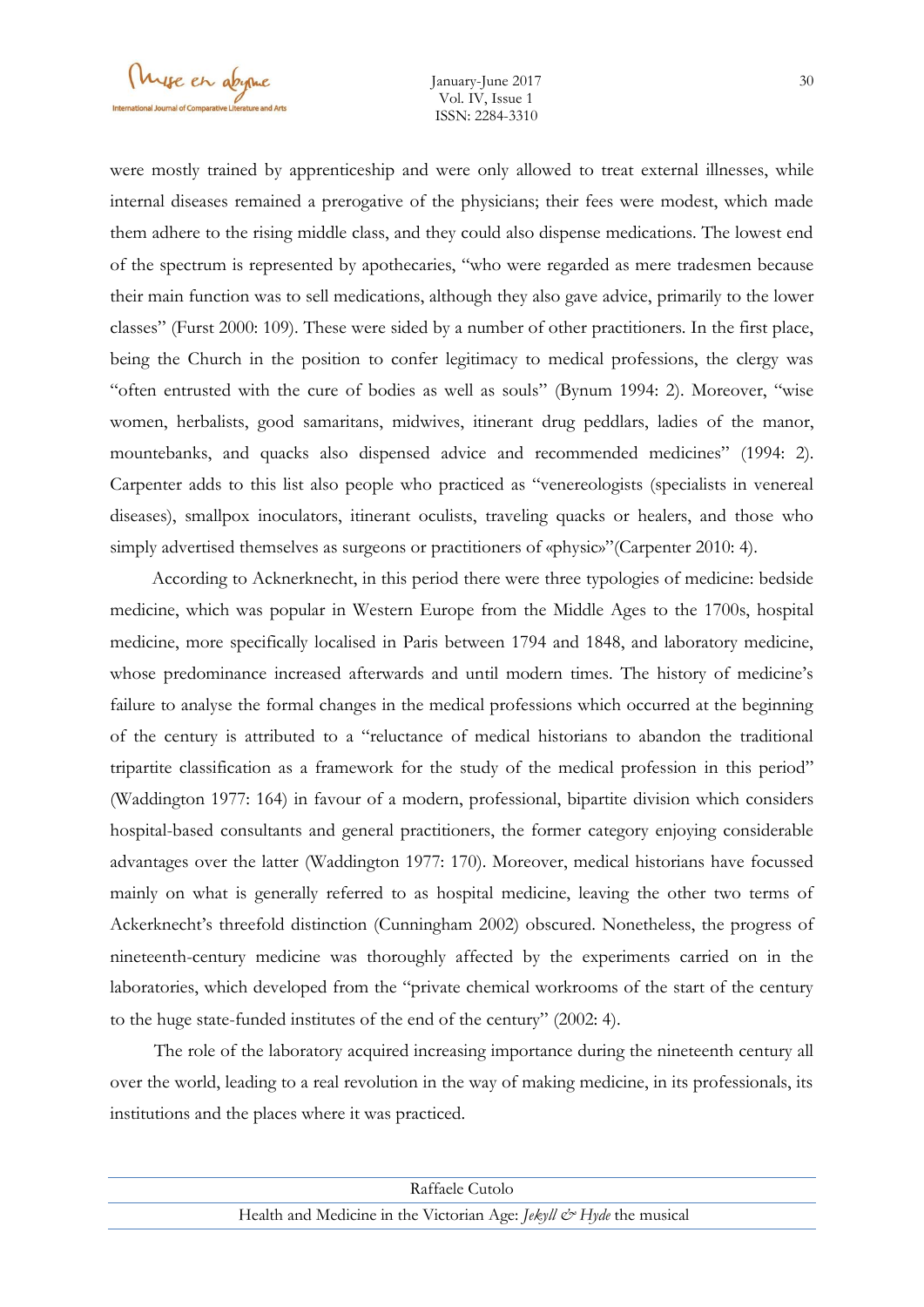were mostly trained by apprenticeship and were only allowed to treat external illnesses, while internal diseases remained a prerogative of the physicians; their fees were modest, which made them adhere to the rising middle class, and they could also dispense medications. The lowest end of the spectrum is represented by apothecaries, "who were regarded as mere tradesmen because their main function was to sell medications, although they also gave advice, primarily to the lower classes" (Furst 2000: 109). These were sided by a number of other practitioners. In the first place, being the Church in the position to confer legitimacy to medical professions, the clergy was "often entrusted with the cure of bodies as well as souls" (Bynum 1994: 2). Moreover, "wise women, herbalists, good samaritans, midwives, itinerant drug peddlars, ladies of the manor, mountebanks, and quacks also dispensed advice and recommended medicines" (1994: 2). Carpenter adds to this list also people who practiced as "venereologists (specialists in venereal diseases), smallpox inoculators, itinerant oculists, traveling quacks or healers, and those who simply advertised themselves as surgeons or practitioners of «physic»"(Carpenter 2010: 4).

According to Acknerknecht, in this period there were three typologies of medicine: bedside medicine, which was popular in Western Europe from the Middle Ages to the 1700s, hospital medicine, more specifically localised in Paris between 1794 and 1848, and laboratory medicine, whose predominance increased afterwards and until modern times. The history of medicine's failure to analyse the formal changes in the medical professions which occurred at the beginning of the century is attributed to a "reluctance of medical historians to abandon the traditional tripartite classification as a framework for the study of the medical profession in this period" (Waddington 1977: 164) in favour of a modern, professional, bipartite division which considers hospital-based consultants and general practitioners, the former category enjoying considerable advantages over the latter (Waddington 1977: 170). Moreover, medical historians have focussed mainly on what is generally referred to as hospital medicine, leaving the other two terms of Ackerknecht's threefold distinction (Cunningham 2002) obscured. Nonetheless, the progress of nineteenth-century medicine was thoroughly affected by the experiments carried on in the laboratories, which developed from the "private chemical workrooms of the start of the century to the huge state-funded institutes of the end of the century" (2002: 4).

The role of the laboratory acquired increasing importance during the nineteenth century all over the world, leading to a real revolution in the way of making medicine, in its professionals, its institutions and the places where it was practiced.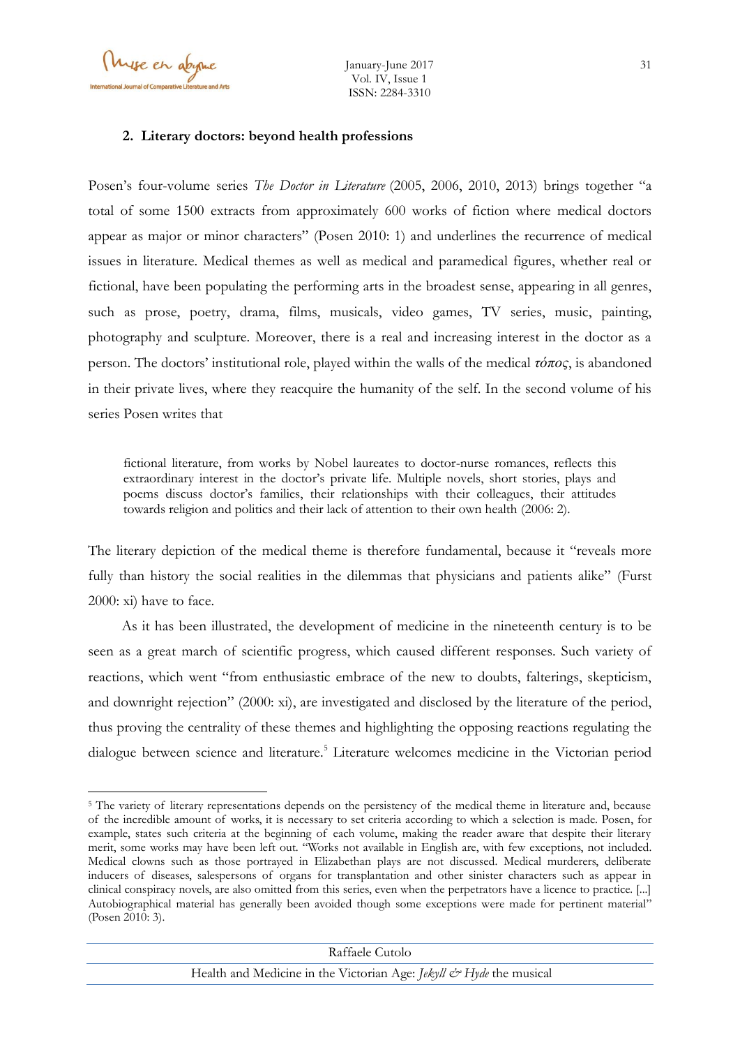## 2. Literary doctors: beyond health professions

Posen's four-volume series *The Doctor in Literature* (2005, 2006, 2010, 2013) brings together "a total of some 1500 extracts from approximately 600 works of fiction where medical doctors appear as major or minor characters" (Posen 2010: 1) and underlines the recurrence of medical issues in literature. Medical themes as well as medical and paramedical figures, whether real or fictional, have been populating the performing arts in the broadest sense, appearing in all genres, such as prose, poetry, drama, films, musicals, video games, TV series, music, painting, photography and sculpture. Moreover, there is a real and increasing interest in the doctor as a person. The doctors' institutional role, played within the walls of the medical *τόπος*, is abandoned in their private lives, where they reacquire the humanity of the self. In the second volume of his series Posen writes that

> fictional literature, from works by Nobel laureates to doctor-nurse romances, reflects this extraordinary interest in the doctor's private life. Multiple novels, short stories, plays and poems discuss doctor's families, their relationships with their colleagues, their attitudes towards religion and politics and their lack of attention to their own health (2006: 2).

The literary depiction of the medical theme is therefore fundamental, because it "reveals more fully than history the social realities in the dilemmas that physicians and patients alike" (Furst 2000: xi) have to face.

As it has been illustrated, the development of medicine in the nineteenth century is to be seen as a great march of scientific progress, which caused different responses. Such variety of reactions, which went "from enthusiastic embrace of the new to doubts, falterings, skepticism, and downright rejection" (2000: xi), are investigated and disclosed by the literature of the period, thus proving the centrality of these themes and highlighting the opposing reactions regulating the dialogue between science and literature.[5] Literature welcomes medicine in the Victorian period

[5] The variety of literary representations depends on the persistency of the medical theme in literature and, because of the incredible amount of works, it is necessary to set criteria according to which a selection is made. Posen, for example, states such criteria at the beginning of each volume, making the reader aware that despite their literary merit, some works may have been left out. "Works not available in English are, with few exceptions, not included. Medical clowns such as those portrayed in Elizabethan plays are not discussed. Medical murderers, deliberate inducers of diseases, salespersons of organs for transplantation and other sinister characters such as appear in clinical conspiracy novels, are also omitted from this series, even when the perpetrators have a licence to practice. [...] Autobiographical material has generally been avoided though some exceptions were made for pertinent material" (Posen 2010: 3).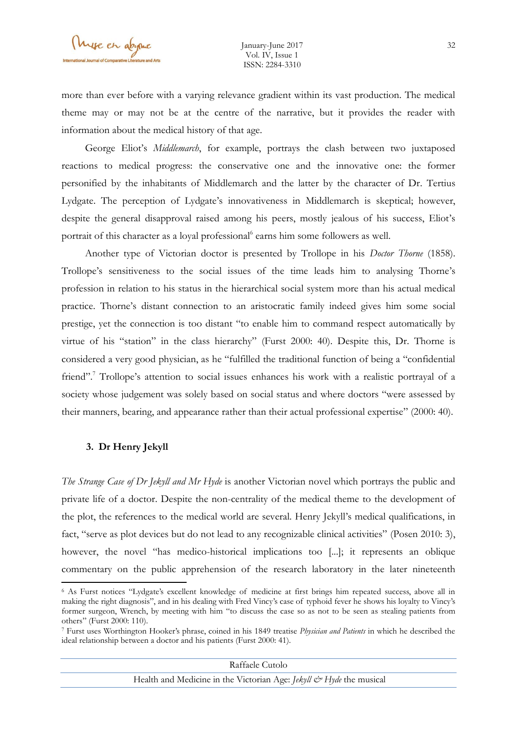more than ever before with a varying relevance gradient within its vast production. The medical theme may or may not be at the centre of the narrative, but it provides the reader with information about the medical history of that age.

George Eliot's *Middlemarch*, for example, portrays the clash between two juxtaposed reactions to medical progress: the conservative one and the innovative one: the former personified by the inhabitants of Middlemarch and the latter by the character of Dr. Tertius Lydgate. The perception of Lydgate's innovativeness in Middlemarch is skeptical; however, despite the general disapproval raised among his peers, mostly jealous of his success, Eliot's portrait of this character as a loyal professional[6] earns him some followers as well.

Another type of Victorian doctor is presented by Trollope in his *Doctor Thorne* (1858). Trollope's sensitiveness to the social issues of the time leads him to analysing Thorne's profession in relation to his status in the hierarchical social system more than his actual medical practice. Thorne's distant connection to an aristocratic family indeed gives him some social prestige, yet the connection is too distant "to enable him to command respect automatically by virtue of his "station" in the class hierarchy" (Furst 2000: 40). Despite this, Dr. Thorne is considered a very good physician, as he "fulfilled the traditional function of being a "confidential friend".[7] Trollope's attention to social issues enhances his work with a realistic portrayal of a society whose judgement was solely based on social status and where doctors "were assessed by their manners, bearing, and appearance rather than their actual professional expertise" (2000: 40).

## 3. Dr Henry Jekyll

*The Strange Case of Dr Jekyll and Mr Hyde* is another Victorian novel which portrays the public and private life of a doctor. Despite the non-centrality of the medical theme to the development of the plot, the references to the medical world are several. Henry Jekyll's medical qualifications, in fact, "serve as plot devices but do not lead to any recognizable clinical activities" (Posen 2010: 3), however, the novel "has medico-historical implications too [...]; it represents an oblique commentary on the public apprehension of the research laboratory in the later nineteenth

---

[6] As Furst notices "Lydgate's excellent knowledge of medicine at first brings him repeated success, above all in making the right diagnosis", and in his dealing with Fred Vincy's case of typhoid fever he shows his loyalty to Vincy's former surgeon, Wrench, by meeting with him "to discuss the case so as not to be seen as stealing patients from others" (Furst 2000: 110).

[7] Furst uses Worthington Hooker's phrase, coined in his 1849 treatise *Physician and Patients* in which he described the ideal relationship between a doctor and his patients (Furst 2000: 41).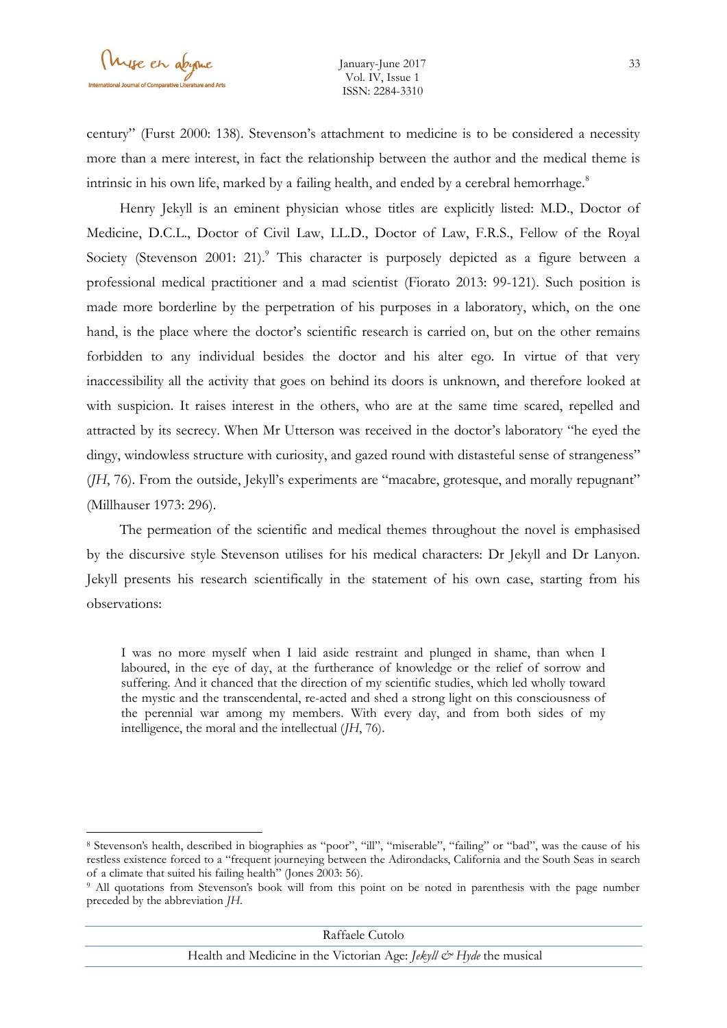century" (Furst 2000: 138). Stevenson's attachment to medicine is to be considered a necessity more than a mere interest, in fact the relationship between the author and the medical theme is intrinsic in his own life, marked by a failing health, and ended by a cerebral hemorrhage.[8]

Henry Jekyll is an eminent physician whose titles are explicitly listed: M.D., Doctor of Medicine, D.C.L., Doctor of Civil Law, LL.D., Doctor of Law, F.R.S., Fellow of the Royal Society (Stevenson 2001: 21).[9] This character is purposely depicted as a figure between a professional medical practitioner and a mad scientist (Fiorato 2013: 99-121). Such position is made more borderline by the perpetration of his purposes in a laboratory, which, on the one hand, is the place where the doctor's scientific research is carried on, but on the other remains forbidden to any individual besides the doctor and his alter ego. In virtue of that very inaccessibility all the activity that goes on behind its doors is unknown, and therefore looked at with suspicion. It raises interest in the others, who are at the same time scared, repelled and attracted by its secrecy. When Mr Utterson was received in the doctor's laboratory "he eyed the dingy, windowless structure with curiosity, and gazed round with distasteful sense of strangeness" (*JH*, 76). From the outside, Jekyll's experiments are "macabre, grotesque, and morally repugnant" (Millhauser 1973: 296).

The permeation of the scientific and medical themes throughout the novel is emphasised by the discursive style Stevenson utilises for his medical characters: Dr Jekyll and Dr Lanyon. Jekyll presents his research scientifically in the statement of his own case, starting from his observations:

> I was no more myself when I laid aside restraint and plunged in shame, than when I laboured, in the eye of day, at the furtherance of knowledge or the relief of sorrow and suffering. And it chanced that the direction of my scientific studies, which led wholly toward the mystic and the transcendental, re-acted and shed a strong light on this consciousness of the perennial war among my members. With every day, and from both sides of my intelligence, the moral and the intellectual (*JH*, 76).

---

[8] Stevenson's health, described in biographies as "poor", "ill", "miserable", "failing" or "bad", was the cause of his restless existence forced to a "frequent journeying between the Adirondacks, California and the South Seas in search of a climate that suited his failing health" (Jones 2003: 56).

[9] All quotations from Stevenson's book will from this point on be noted in parenthesis with the page number preceded by the abbreviation *JH*.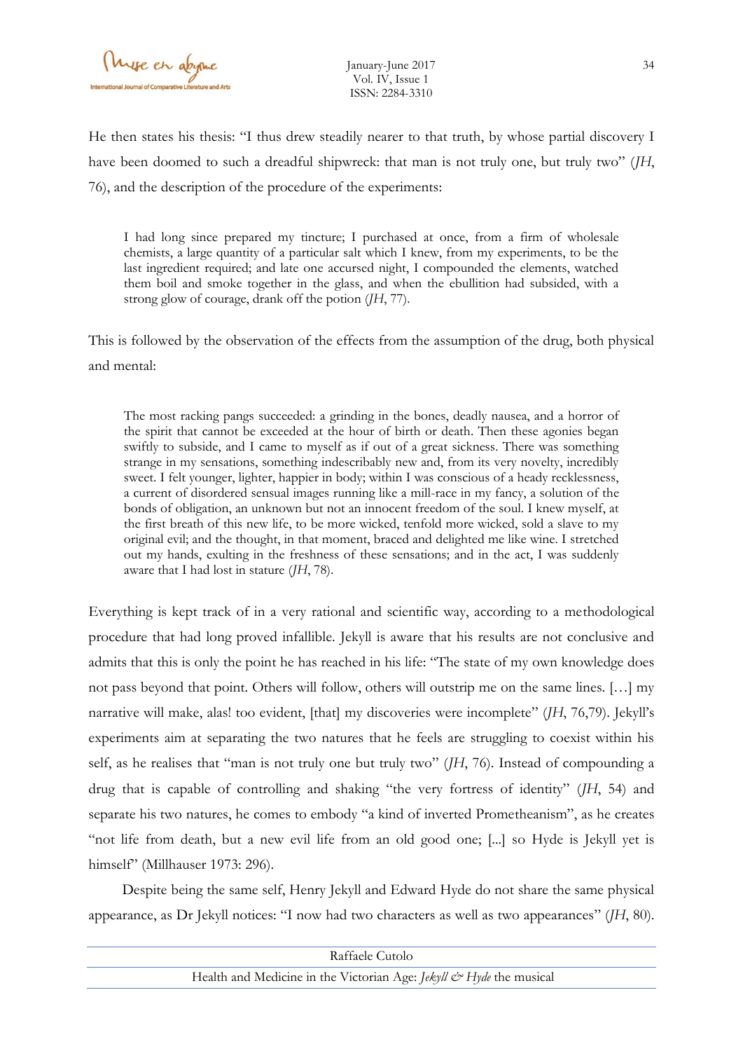He then states his thesis: "I thus drew steadily nearer to that truth, by whose partial discovery I have been doomed to such a dreadful shipwreck: that man is not truly one, but truly two" (*JH*, 76), and the description of the procedure of the experiments:

> I had long since prepared my tincture; I purchased at once, from a firm of wholesale chemists, a large quantity of a particular salt which I knew, from my experiments, to be the last ingredient required; and late one accursed night, I compounded the elements, watched them boil and smoke together in the glass, and when the ebullition had subsided, with a strong glow of courage, drank off the potion (*JH*, 77).

This is followed by the observation of the effects from the assumption of the drug, both physical and mental:

> The most racking pangs succeeded: a grinding in the bones, deadly nausea, and a horror of the spirit that cannot be exceeded at the hour of birth or death. Then these agonies began swiftly to subside, and I came to myself as if out of a great sickness. There was something strange in my sensations, something indescribably new and, from its very novelty, incredibly sweet. I felt younger, lighter, happier in body; within I was conscious of a heady recklessness, a current of disordered sensual images running like a mill-race in my fancy, a solution of the bonds of obligation, an unknown but not an innocent freedom of the soul. I knew myself, at the first breath of this new life, to be more wicked, tenfold more wicked, sold a slave to my original evil; and the thought, in that moment, braced and delighted me like wine. I stretched out my hands, exulting in the freshness of these sensations; and in the act, I was suddenly aware that I had lost in stature (*JH*, 78).

Everything is kept track of in a very rational and scientific way, according to a methodological procedure that had long proved infallible. Jekyll is aware that his results are not conclusive and admits that this is only the point he has reached in his life: "The state of my own knowledge does not pass beyond that point. Others will follow, others will outstrip me on the same lines. […] my narrative will make, alas! too evident, [that] my discoveries were incomplete" (*JH*, 76,79). Jekyll's experiments aim at separating the two natures that he feels are struggling to coexist within his self, as he realises that "man is not truly one but truly two" (*JH*, 76). Instead of compounding a drug that is capable of controlling and shaking "the very fortress of identity" (*JH*, 54) and separate his two natures, he comes to embody "a kind of inverted Prometheanism", as he creates "not life from death, but a new evil life from an old good one; [...] so Hyde is Jekyll yet is himself" (Millhauser 1973: 296).

Despite being the same self, Henry Jekyll and Edward Hyde do not share the same physical appearance, as Dr Jekyll notices: "I now had two characters as well as two appearances" (*JH*, 80).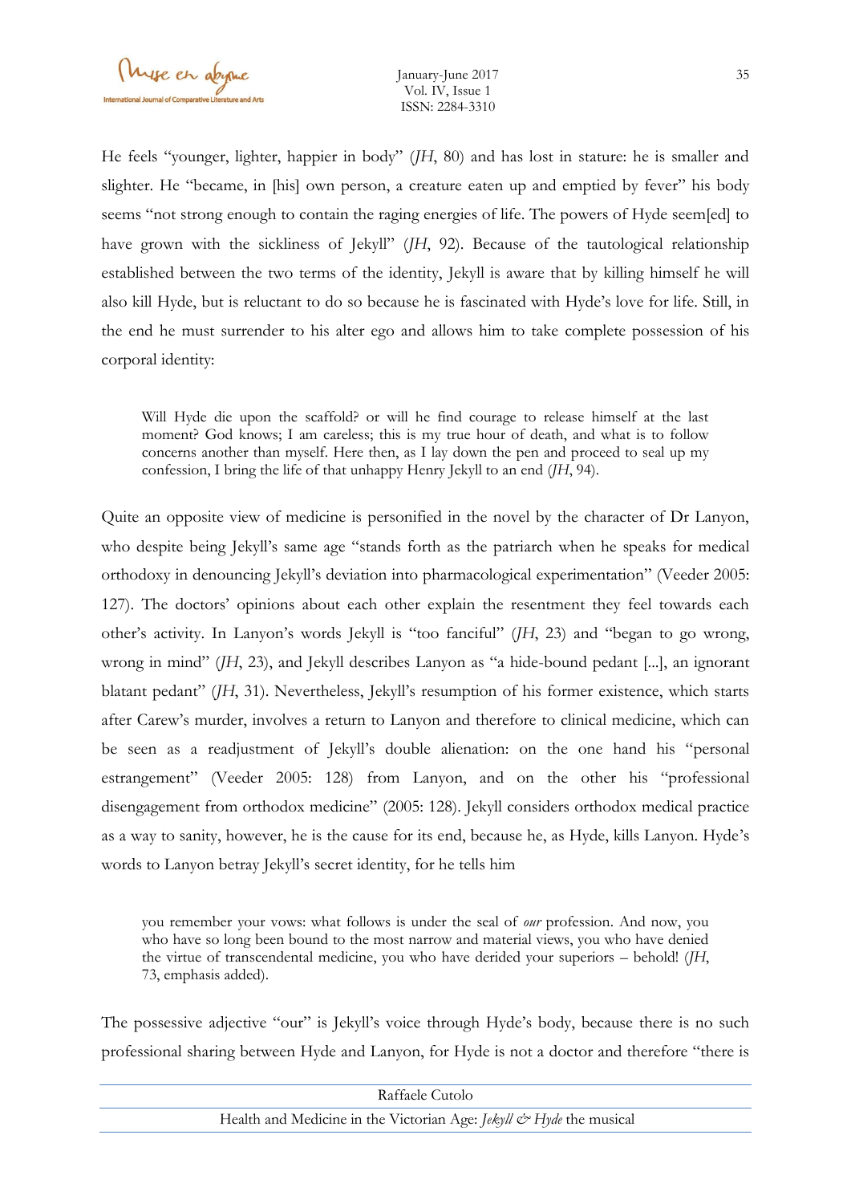He feels "younger, lighter, happier in body" (*JH*, 80) and has lost in stature: he is smaller and slighter. He "became, in [his] own person, a creature eaten up and emptied by fever" his body seems "not strong enough to contain the raging energies of life. The powers of Hyde seem[ed] to have grown with the sickliness of Jekyll" (*JH*, 92). Because of the tautological relationship established between the two terms of the identity, Jekyll is aware that by killing himself he will also kill Hyde, but is reluctant to do so because he is fascinated with Hyde's love for life. Still, in the end he must surrender to his alter ego and allows him to take complete possession of his corporal identity:

> Will Hyde die upon the scaffold? or will he find courage to release himself at the last moment? God knows; I am careless; this is my true hour of death, and what is to follow concerns another than myself. Here then, as I lay down the pen and proceed to seal up my confession, I bring the life of that unhappy Henry Jekyll to an end (*JH*, 94).

Quite an opposite view of medicine is personified in the novel by the character of Dr Lanyon, who despite being Jekyll's same age "stands forth as the patriarch when he speaks for medical orthodoxy in denouncing Jekyll's deviation into pharmacological experimentation" (Veeder 2005: 127). The doctors' opinions about each other explain the resentment they feel towards each other's activity. In Lanyon's words Jekyll is "too fanciful" (*JH*, 23) and "began to go wrong, wrong in mind" (*JH*, 23), and Jekyll describes Lanyon as "a hide-bound pedant [...], an ignorant blatant pedant" (*JH*, 31). Nevertheless, Jekyll's resumption of his former existence, which starts after Carew's murder, involves a return to Lanyon and therefore to clinical medicine, which can be seen as a readjustment of Jekyll's double alienation: on the one hand his "personal estrangement" (Veeder 2005: 128) from Lanyon, and on the other his "professional disengagement from orthodox medicine" (2005: 128). Jekyll considers orthodox medical practice as a way to sanity, however, he is the cause for its end, because he, as Hyde, kills Lanyon. Hyde's words to Lanyon betray Jekyll's secret identity, for he tells him

> you remember your vows: what follows is under the seal of *our* profession. And now, you who have so long been bound to the most narrow and material views, you who have denied the virtue of transcendental medicine, you who have derided your superiors – behold! (*JH*, 73, emphasis added).

The possessive adjective "our" is Jekyll's voice through Hyde's body, because there is no such professional sharing between Hyde and Lanyon, for Hyde is not a doctor and therefore "there is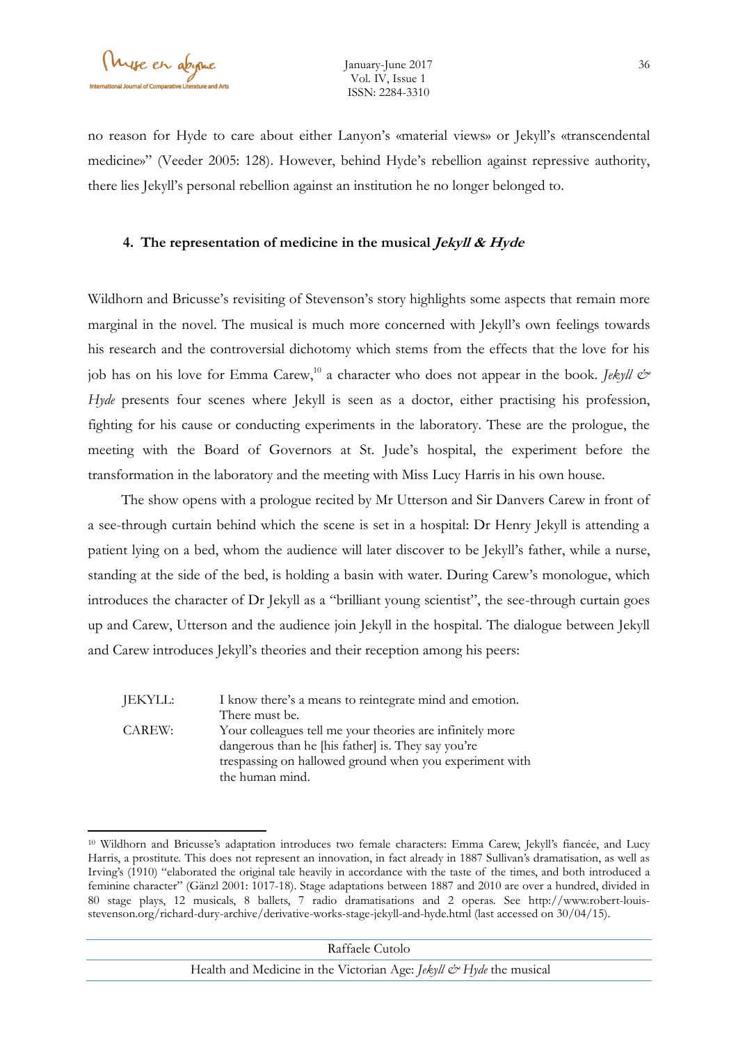no reason for Hyde to care about either Lanyon's «material views» or Jekyll's «transcendental medicine»" (Veeder 2005: 128). However, behind Hyde's rebellion against repressive authority, there lies Jekyll's personal rebellion against an institution he no longer belonged to.

## 4. The representation of medicine in the musical *Jekyll & Hyde*

Wildhorn and Bricusse's revisiting of Stevenson's story highlights some aspects that remain more marginal in the novel. The musical is much more concerned with Jekyll's own feelings towards his research and the controversial dichotomy which stems from the effects that the love for his job has on his love for Emma Carew,[10] a character who does not appear in the book. *Jekyll & Hyde* presents four scenes where Jekyll is seen as a doctor, either practising his profession, fighting for his cause or conducting experiments in the laboratory. These are the prologue, the meeting with the Board of Governors at St. Jude's hospital, the experiment before the transformation in the laboratory and the meeting with Miss Lucy Harris in his own house.

The show opens with a prologue recited by Mr Utterson and Sir Danvers Carew in front of a see-through curtain behind which the scene is set in a hospital: Dr Henry Jekyll is attending a patient lying on a bed, whom the audience will later discover to be Jekyll's father, while a nurse, standing at the side of the bed, is holding a basin with water. During Carew's monologue, which introduces the character of Dr Jekyll as a "brilliant young scientist", the see-through curtain goes up and Carew, Utterson and the audience join Jekyll in the hospital. The dialogue between Jekyll and Carew introduces Jekyll's theories and their reception among his peers:

> JEKYLL: I know there's a means to reintegrate mind and emotion. There must be.
>
> CAREW: Your colleagues tell me your theories are infinitely more dangerous than he [his father] is. They say you're trespassing on hallowed ground when you experiment with the human mind.

---

[10] Wildhorn and Bricusse's adaptation introduces two female characters: Emma Carew, Jekyll's fiancée, and Lucy Harris, a prostitute. This does not represent an innovation, in fact already in 1887 Sullivan's dramatisation, as well as Irving's (1910) "elaborated the original tale heavily in accordance with the taste of the times, and both introduced a feminine character" (Gänzl 2001: 1017-18). Stage adaptations between 1887 and 2010 are over a hundred, divided in 80 stage plays, 12 musicals, 8 ballets, 7 radio dramatisations and 2 operas. See http://www.robert-louis-stevenson.org/richard-dury-archive/derivative-works-stage-jekyll-and-hyde.html (last accessed on 30/04/15).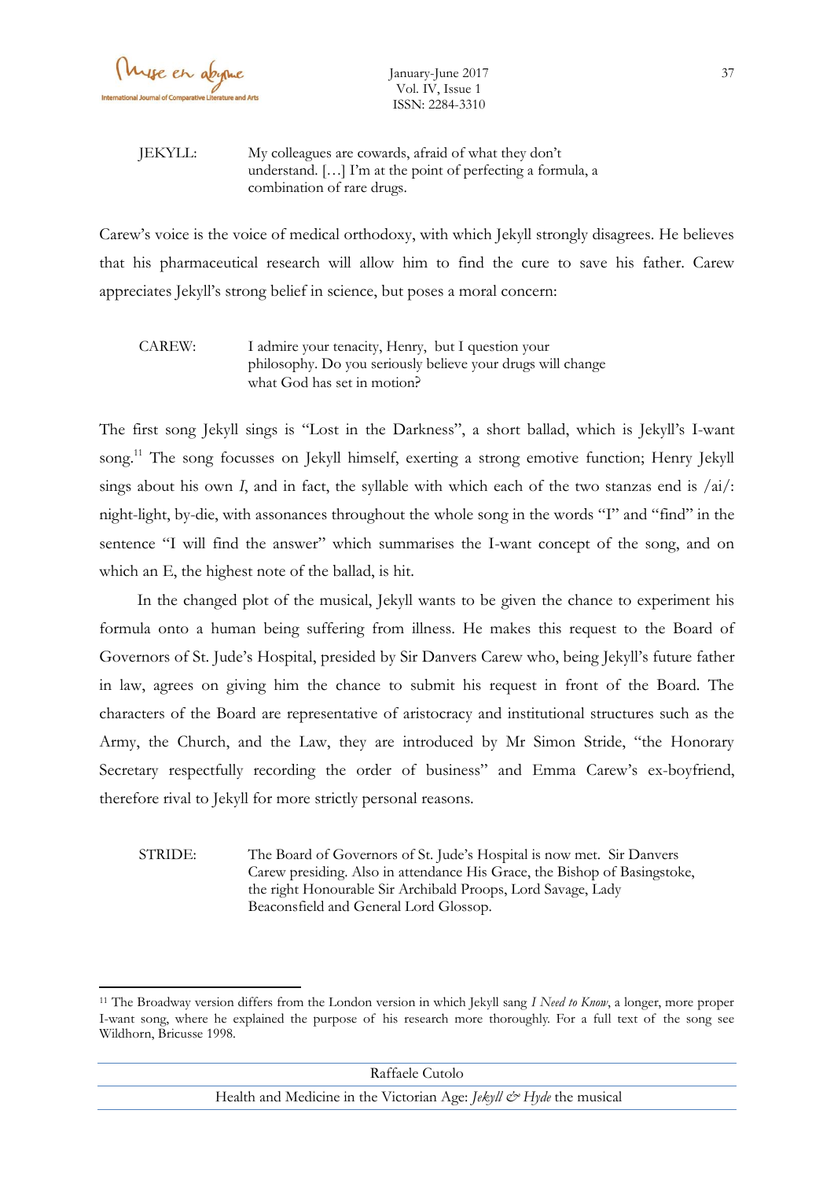JEKYLL: My colleagues are cowards, afraid of what they don't understand. […] I'm at the point of perfecting a formula, a combination of rare drugs.

Carew's voice is the voice of medical orthodoxy, with which Jekyll strongly disagrees. He believes that his pharmaceutical research will allow him to find the cure to save his father. Carew appreciates Jekyll's strong belief in science, but poses a moral concern:

CAREW: I admire your tenacity, Henry, but I question your philosophy. Do you seriously believe your drugs will change what God has set in motion?

The first song Jekyll sings is "Lost in the Darkness", a short ballad, which is Jekyll's I-want song.[11] The song focusses on Jekyll himself, exerting a strong emotive function; Henry Jekyll sings about his own *I*, and in fact, the syllable with which each of the two stanzas end is /ai/: night-light, by-die, with assonances throughout the whole song in the words "I" and "find" in the sentence "I will find the answer" which summarises the I-want concept of the song, and on which an E, the highest note of the ballad, is hit.

In the changed plot of the musical, Jekyll wants to be given the chance to experiment his formula onto a human being suffering from illness. He makes this request to the Board of Governors of St. Jude's Hospital, presided by Sir Danvers Carew who, being Jekyll's future father in law, agrees on giving him the chance to submit his request in front of the Board. The characters of the Board are representative of aristocracy and institutional structures such as the Army, the Church, and the Law, they are introduced by Mr Simon Stride, "the Honorary Secretary respectfully recording the order of business" and Emma Carew's ex-boyfriend, therefore rival to Jekyll for more strictly personal reasons.

STRIDE: The Board of Governors of St. Jude's Hospital is now met. Sir Danvers Carew presiding. Also in attendance His Grace, the Bishop of Basingstoke, the right Honourable Sir Archibald Proops, Lord Savage, Lady Beaconsfield and General Lord Glossop.

---

[11] The Broadway version differs from the London version in which Jekyll sang *I Need to Know*, a longer, more proper I-want song, where he explained the purpose of his research more thoroughly. For a full text of the song see Wildhorn, Bricusse 1998.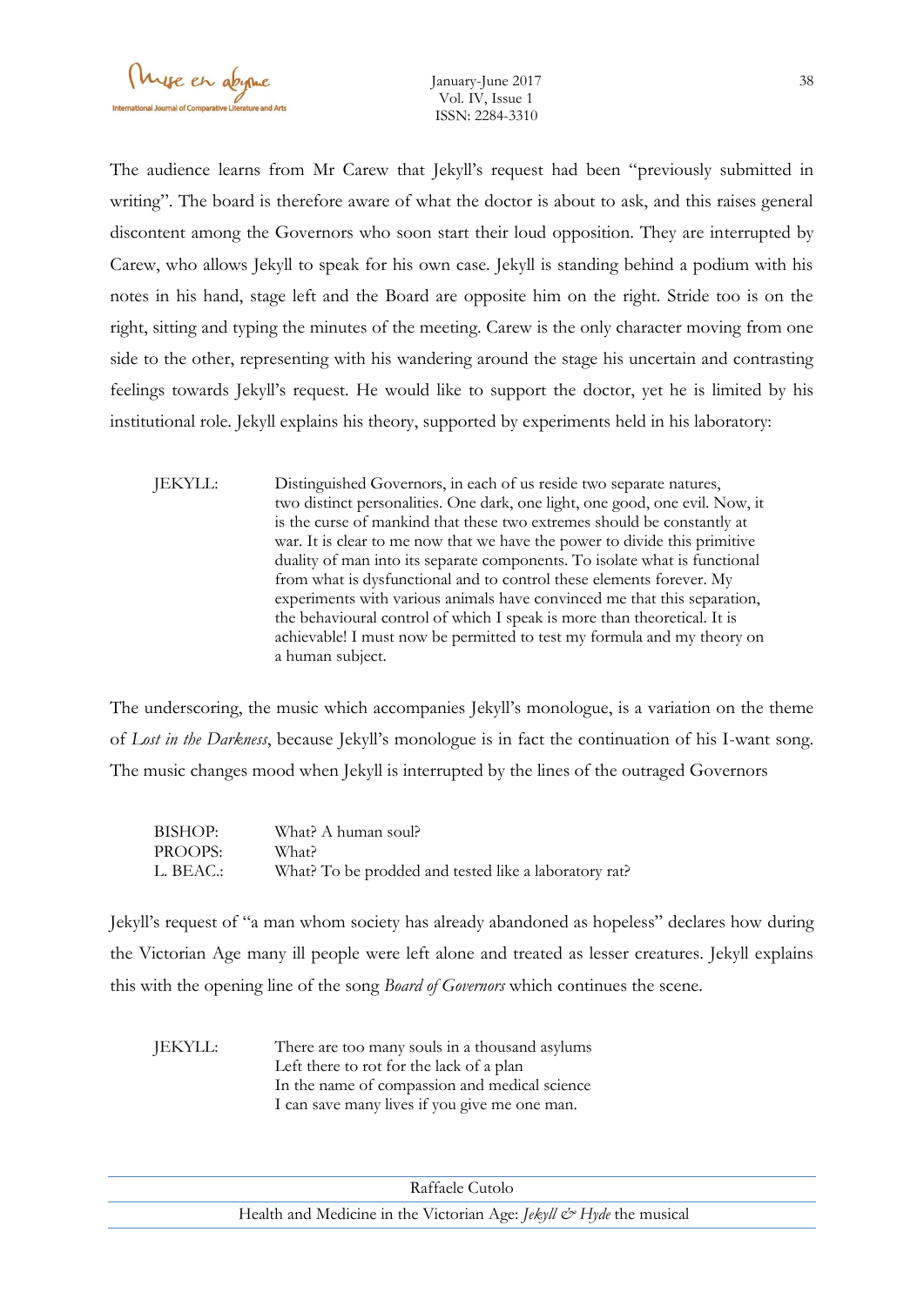The audience learns from Mr Carew that Jekyll's request had been "previously submitted in writing". The board is therefore aware of what the doctor is about to ask, and this raises general discontent among the Governors who soon start their loud opposition. They are interrupted by Carew, who allows Jekyll to speak for his own case. Jekyll is standing behind a podium with his notes in his hand, stage left and the Board are opposite him on the right. Stride too is on the right, sitting and typing the minutes of the meeting. Carew is the only character moving from one side to the other, representing with his wandering around the stage his uncertain and contrasting feelings towards Jekyll's request. He would like to support the doctor, yet he is limited by his institutional role. Jekyll explains his theory, supported by experiments held in his laboratory:

> JEKYLL: Distinguished Governors, in each of us reside two separate natures, two distinct personalities. One dark, one light, one good, one evil. Now, it is the curse of mankind that these two extremes should be constantly at war. It is clear to me now that we have the power to divide this primitive duality of man into its separate components. To isolate what is functional from what is dysfunctional and to control these elements forever. My experiments with various animals have convinced me that this separation, the behavioural control of which I speak is more than theoretical. It is achievable! I must now be permitted to test my formula and my theory on a human subject.

The underscoring, the music which accompanies Jekyll's monologue, is a variation on the theme of *Lost in the Darkness*, because Jekyll's monologue is in fact the continuation of his I-want song. The music changes mood when Jekyll is interrupted by the lines of the outraged Governors

> BISHOP: What? A human soul?
> PROOPS: What?
> L. BEAC.: What? To be prodded and tested like a laboratory rat?

Jekyll's request of "a man whom society has already abandoned as hopeless" declares how during the Victorian Age many ill people were left alone and treated as lesser creatures. Jekyll explains this with the opening line of the song *Board of Governors* which continues the scene.

> JEKYLL: There are too many souls in a thousand asylums
> Left there to rot for the lack of a plan
> In the name of compassion and medical science
> I can save many lives if you give me one man.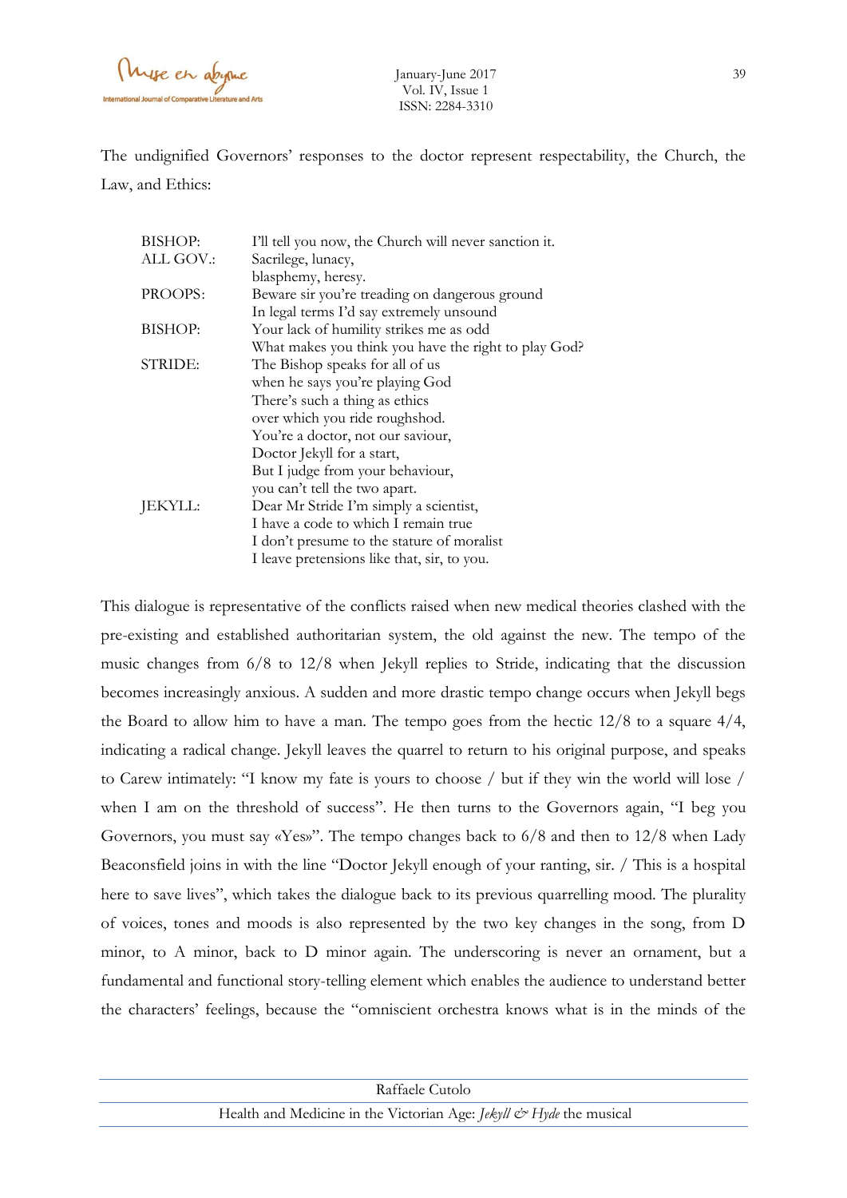The undignified Governors' responses to the doctor represent respectability, the Church, the Law, and Ethics:

| | |
|---|---|
| BISHOP: | I'll tell you now, the Church will never sanction it. |
| ALL GOV.: | Sacrilege, lunacy,<br>blasphemy, heresy. |
| PROOPS: | Beware sir you're treading on dangerous ground<br>In legal terms I'd say extremely unsound |
| BISHOP: | Your lack of humility strikes me as odd<br>What makes you think you have the right to play God? |
| STRIDE: | The Bishop speaks for all of us<br>when he says you're playing God<br>There's such a thing as ethics<br>over which you ride roughshod.<br>You're a doctor, not our saviour,<br>Doctor Jekyll for a start,<br>But I judge from your behaviour,<br>you can't tell the two apart. |
| JEKYLL: | Dear Mr Stride I'm simply a scientist,<br>I have a code to which I remain true<br>I don't presume to the stature of moralist<br>I leave pretensions like that, sir, to you. |

This dialogue is representative of the conflicts raised when new medical theories clashed with the pre-existing and established authoritarian system, the old against the new. The tempo of the music changes from 6/8 to 12/8 when Jekyll replies to Stride, indicating that the discussion becomes increasingly anxious. A sudden and more drastic tempo change occurs when Jekyll begs the Board to allow him to have a man. The tempo goes from the hectic 12/8 to a square 4/4, indicating a radical change. Jekyll leaves the quarrel to return to his original purpose, and speaks to Carew intimately: "I know my fate is yours to choose / but if they win the world will lose / when I am on the threshold of success". He then turns to the Governors again, "I beg you Governors, you must say «Yes»". The tempo changes back to 6/8 and then to 12/8 when Lady Beaconsfield joins in with the line "Doctor Jekyll enough of your ranting, sir. / This is a hospital here to save lives", which takes the dialogue back to its previous quarrelling mood. The plurality of voices, tones and moods is also represented by the two key changes in the song, from D minor, to A minor, back to D minor again. The underscoring is never an ornament, but a fundamental and functional story-telling element which enables the audience to understand better the characters' feelings, because the "omniscient orchestra knows what is in the minds of the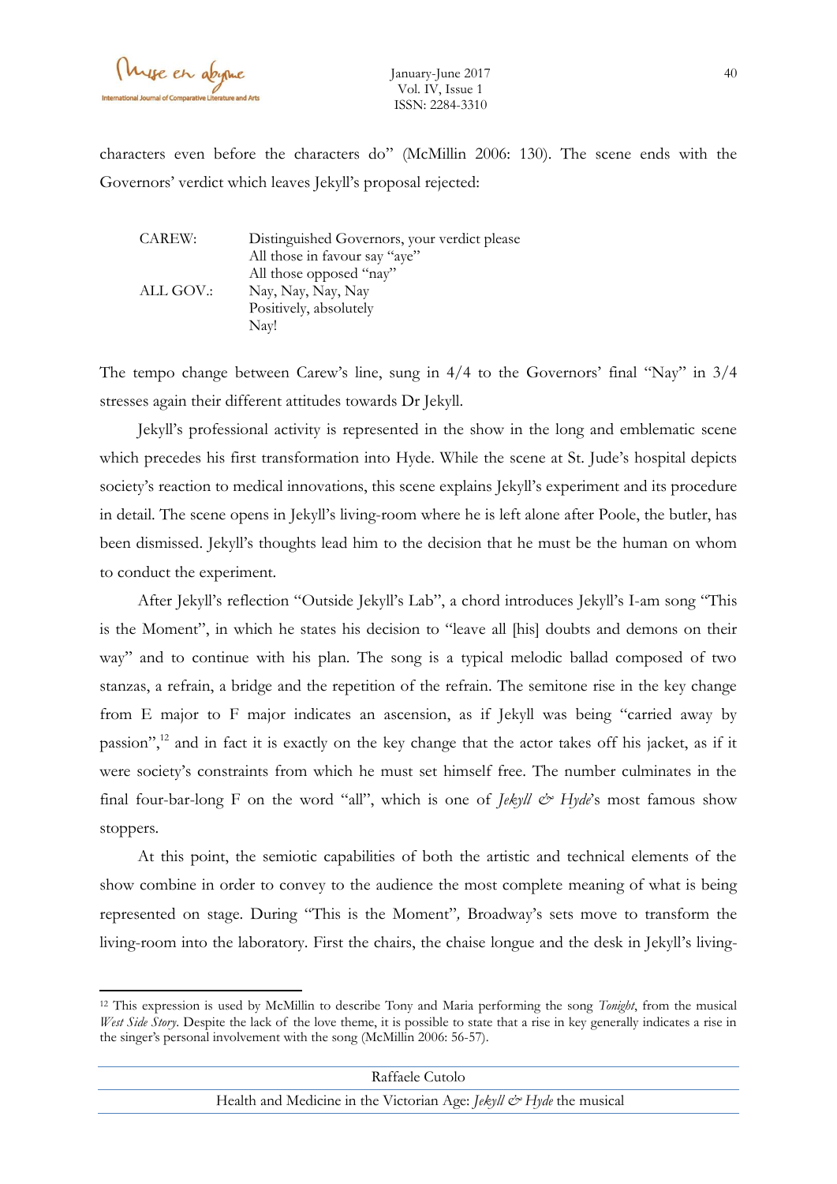characters even before the characters do" (McMillin 2006: 130). The scene ends with the Governors' verdict which leaves Jekyll's proposal rejected:

| | |
|---|---|
| CAREW: | Distinguished Governors, your verdict please<br>All those in favour say "aye"<br>All those opposed "nay" |
| ALL GOV.: | Nay, Nay, Nay, Nay<br>Positively, absolutely<br>Nay! |

The tempo change between Carew's line, sung in 4/4 to the Governors' final "Nay" in 3/4 stresses again their different attitudes towards Dr Jekyll.

Jekyll's professional activity is represented in the show in the long and emblematic scene which precedes his first transformation into Hyde. While the scene at St. Jude's hospital depicts society's reaction to medical innovations, this scene explains Jekyll's experiment and its procedure in detail. The scene opens in Jekyll's living-room where he is left alone after Poole, the butler, has been dismissed. Jekyll's thoughts lead him to the decision that he must be the human on whom to conduct the experiment.

After Jekyll's reflection "Outside Jekyll's Lab", a chord introduces Jekyll's I-am song "This is the Moment", in which he states his decision to "leave all [his] doubts and demons on their way" and to continue with his plan. The song is a typical melodic ballad composed of two stanzas, a refrain, a bridge and the repetition of the refrain. The semitone rise in the key change from E major to F major indicates an ascension, as if Jekyll was being "carried away by passion",[12] and in fact it is exactly on the key change that the actor takes off his jacket, as if it were society's constraints from which he must set himself free. The number culminates in the final four-bar-long F on the word "all", which is one of *Jekyll & Hyde*'s most famous show stoppers.

At this point, the semiotic capabilities of both the artistic and technical elements of the show combine in order to convey to the audience the most complete meaning of what is being represented on stage. During "This is the Moment", Broadway's sets move to transform the living-room into the laboratory. First the chairs, the chaise longue and the desk in Jekyll's living-

---

[12] This expression is used by McMillin to describe Tony and Maria performing the song *Tonight*, from the musical *West Side Story*. Despite the lack of the love theme, it is possible to state that a rise in key generally indicates a rise in the singer's personal involvement with the song (McMillin 2006: 56-57).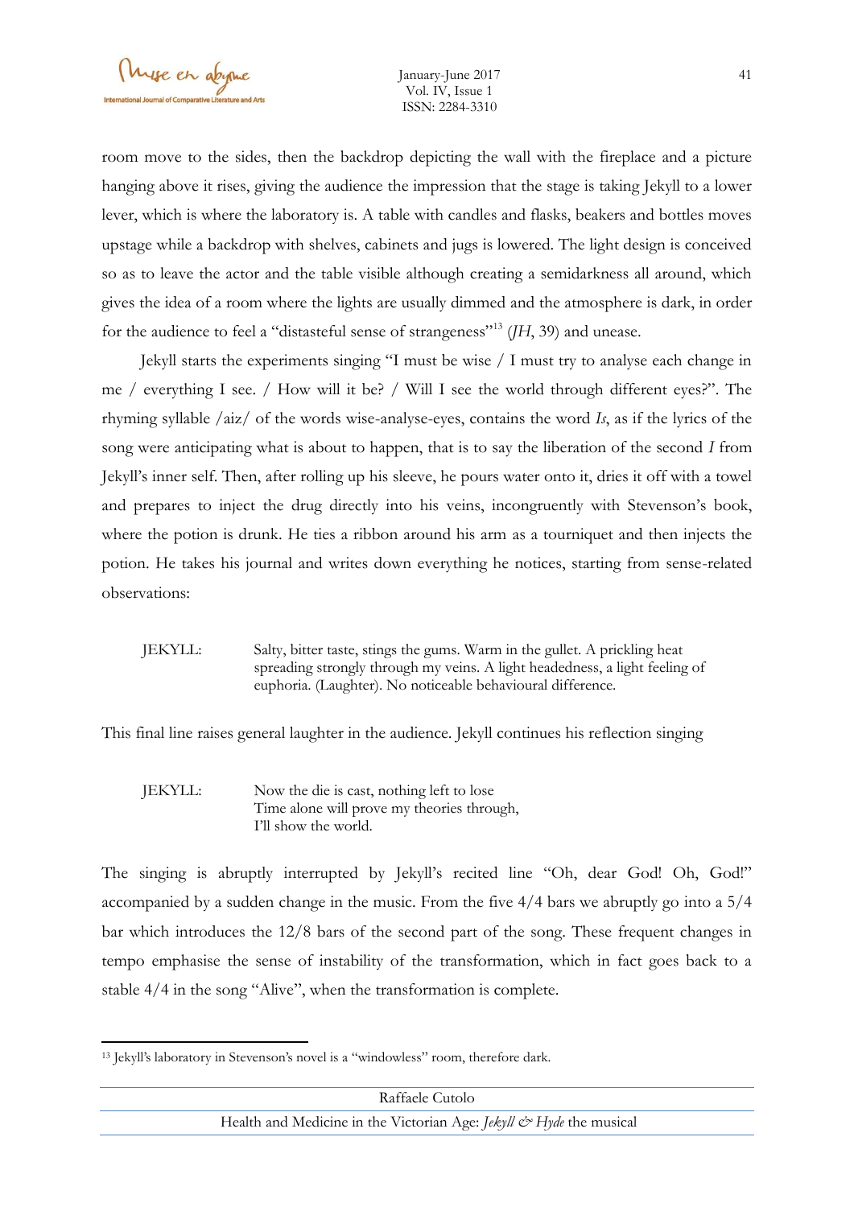room move to the sides, then the backdrop depicting the wall with the fireplace and a picture hanging above it rises, giving the audience the impression that the stage is taking Jekyll to a lower lever, which is where the laboratory is. A table with candles and flasks, beakers and bottles moves upstage while a backdrop with shelves, cabinets and jugs is lowered. The light design is conceived so as to leave the actor and the table visible although creating a semidarkness all around, which gives the idea of a room where the lights are usually dimmed and the atmosphere is dark, in order for the audience to feel a "distasteful sense of strangeness"[13] (*JH*, 39) and unease.

Jekyll starts the experiments singing "I must be wise / I must try to analyse each change in me / everything I see. / How will it be? / Will I see the world through different eyes?". The rhyming syllable /aiz/ of the words wise-analyse-eyes, contains the word *Is*, as if the lyrics of the song were anticipating what is about to happen, that is to say the liberation of the second *I* from Jekyll's inner self. Then, after rolling up his sleeve, he pours water onto it, dries it off with a towel and prepares to inject the drug directly into his veins, incongruently with Stevenson's book, where the potion is drunk. He ties a ribbon around his arm as a tourniquet and then injects the potion. He takes his journal and writes down everything he notices, starting from sense-related observations:

> JEKYLL: Salty, bitter taste, stings the gums. Warm in the gullet. A prickling heat spreading strongly through my veins. A light headedness, a light feeling of euphoria. (Laughter). No noticeable behavioural difference.

This final line raises general laughter in the audience. Jekyll continues his reflection singing

> JEKYLL: Now the die is cast, nothing left to lose
> Time alone will prove my theories through,
> I'll show the world.

The singing is abruptly interrupted by Jekyll's recited line "Oh, dear God! Oh, God!" accompanied by a sudden change in the music. From the five 4/4 bars we abruptly go into a 5/4 bar which introduces the 12/8 bars of the second part of the song. These frequent changes in tempo emphasise the sense of instability of the transformation, which in fact goes back to a stable 4/4 in the song "Alive", when the transformation is complete.

---

[13] Jekyll's laboratory in Stevenson's novel is a "windowless" room, therefore dark.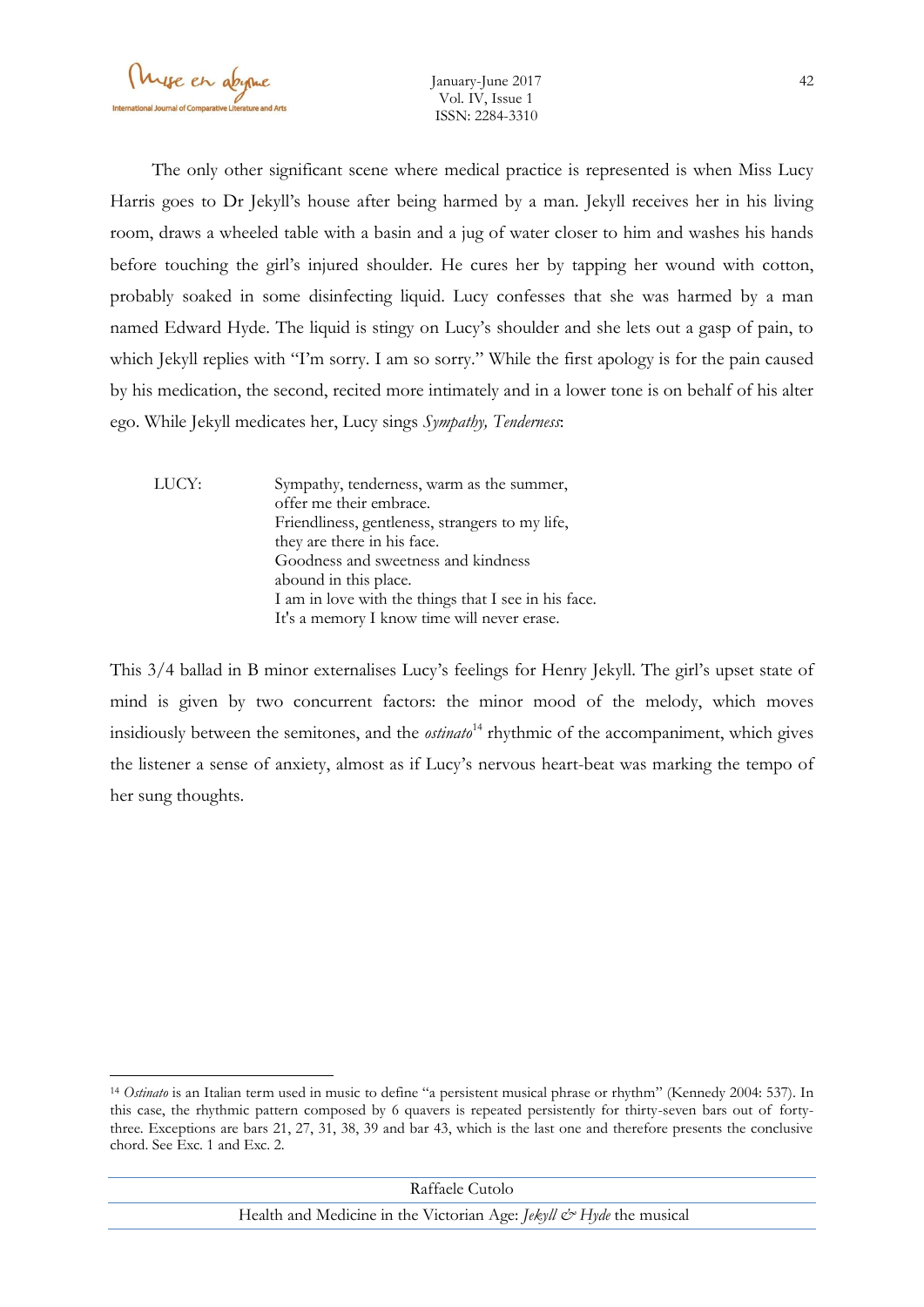The only other significant scene where medical practice is represented is when Miss Lucy Harris goes to Dr Jekyll's house after being harmed by a man. Jekyll receives her in his living room, draws a wheeled table with a basin and a jug of water closer to him and washes his hands before touching the girl's injured shoulder. He cures her by tapping her wound with cotton, probably soaked in some disinfecting liquid. Lucy confesses that she was harmed by a man named Edward Hyde. The liquid is stingy on Lucy's shoulder and she lets out a gasp of pain, to which Jekyll replies with "I'm sorry. I am so sorry." While the first apology is for the pain caused by his medication, the second, recited more intimately and in a lower tone is on behalf of his alter ego. While Jekyll medicates her, Lucy sings *Sympathy, Tenderness*:

LUCY: Sympathy, tenderness, warm as the summer,
offer me their embrace.
Friendliness, gentleness, strangers to my life,
they are there in his face.
Goodness and sweetness and kindness
abound in this place.
I am in love with the things that I see in his face.
It's a memory I know time will never erase.

This 3/4 ballad in B minor externalises Lucy's feelings for Henry Jekyll. The girl's upset state of mind is given by two concurrent factors: the minor mood of the melody, which moves insidiously between the semitones, and the *ostinato*[14] rhythmic of the accompaniment, which gives the listener a sense of anxiety, almost as if Lucy's nervous heart-beat was marking the tempo of her sung thoughts.

---

[14] *Ostinato* is an Italian term used in music to define "a persistent musical phrase or rhythm" (Kennedy 2004: 537). In this case, the rhythmic pattern composed by 6 quavers is repeated persistently for thirty-seven bars out of forty-three. Exceptions are bars 21, 27, 31, 38, 39 and bar 43, which is the last one and therefore presents the conclusive chord. See Exc. 1 and Exc. 2.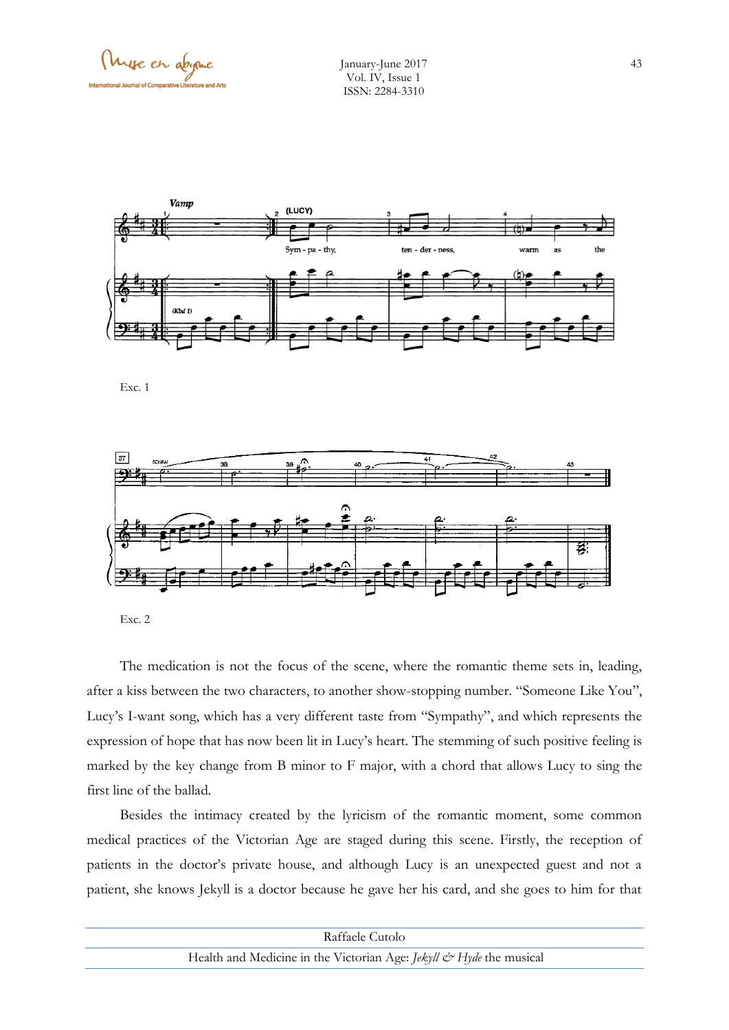Exc. 1

Exc. 2

The medication is not the focus of the scene, where the romantic theme sets in, leading, after a kiss between the two characters, to another show-stopping number. "Someone Like You", Lucy's I-want song, which has a very different taste from "Sympathy", and which represents the expression of hope that has now been lit in Lucy's heart. The stemming of such positive feeling is marked by the key change from B minor to F major, with a chord that allows Lucy to sing the first line of the ballad.

Besides the intimacy created by the lyricism of the romantic moment, some common medical practices of the Victorian Age are staged during this scene. Firstly, the reception of patients in the doctor's private house, and although Lucy is an unexpected guest and not a patient, she knows Jekyll is a doctor because he gave her his card, and she goes to him for that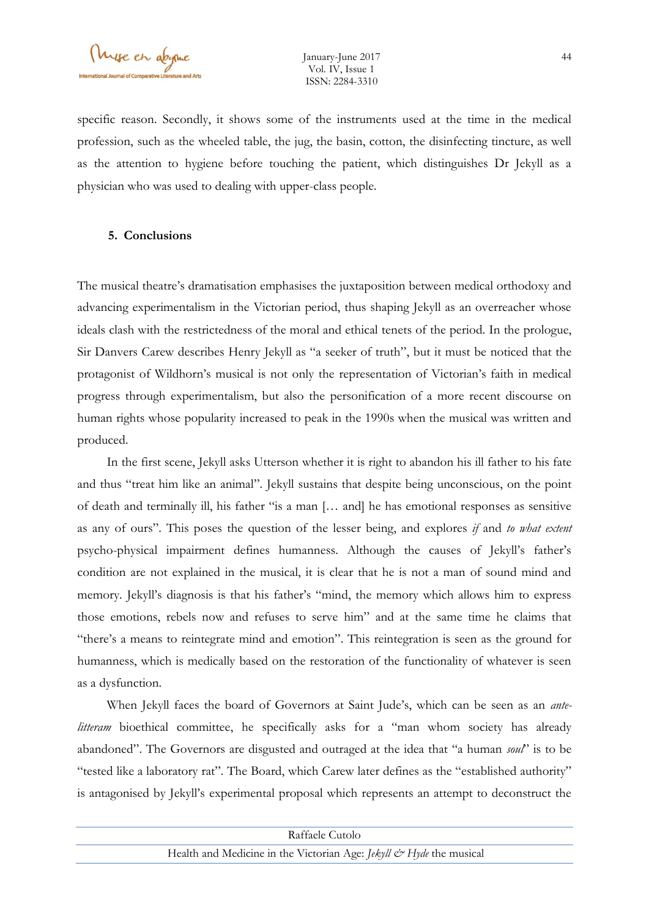specific reason. Secondly, it shows some of the instruments used at the time in the medical profession, such as the wheeled table, the jug, the basin, cotton, the disinfecting tincture, as well as the attention to hygiene before touching the patient, which distinguishes Dr Jekyll as a physician who was used to dealing with upper-class people.

## 5. Conclusions

The musical theatre's dramatisation emphasises the juxtaposition between medical orthodoxy and advancing experimentalism in the Victorian period, thus shaping Jekyll as an overreacher whose ideals clash with the restrictedness of the moral and ethical tenets of the period. In the prologue, Sir Danvers Carew describes Henry Jekyll as "a seeker of truth", but it must be noticed that the protagonist of Wildhorn's musical is not only the representation of Victorian's faith in medical progress through experimentalism, but also the personification of a more recent discourse on human rights whose popularity increased to peak in the 1990s when the musical was written and produced.

In the first scene, Jekyll asks Utterson whether it is right to abandon his ill father to his fate and thus "treat him like an animal". Jekyll sustains that despite being unconscious, on the point of death and terminally ill, his father "is a man [… and] he has emotional responses as sensitive as any of ours". This poses the question of the lesser being, and explores *if* and *to what extent* psycho-physical impairment defines humanness. Although the causes of Jekyll's father's condition are not explained in the musical, it is clear that he is not a man of sound mind and memory. Jekyll's diagnosis is that his father's "mind, the memory which allows him to express those emotions, rebels now and refuses to serve him" and at the same time he claims that "there's a means to reintegrate mind and emotion". This reintegration is seen as the ground for humanness, which is medically based on the restoration of the functionality of whatever is seen as a dysfunction.

When Jekyll faces the board of Governors at Saint Jude's, which can be seen as an *ante-litteram* bioethical committee, he specifically asks for a "man whom society has already abandoned". The Governors are disgusted and outraged at the idea that "a human *soul*" is to be "tested like a laboratory rat". The Board, which Carew later defines as the "established authority" is antagonised by Jekyll's experimental proposal which represents an attempt to deconstruct the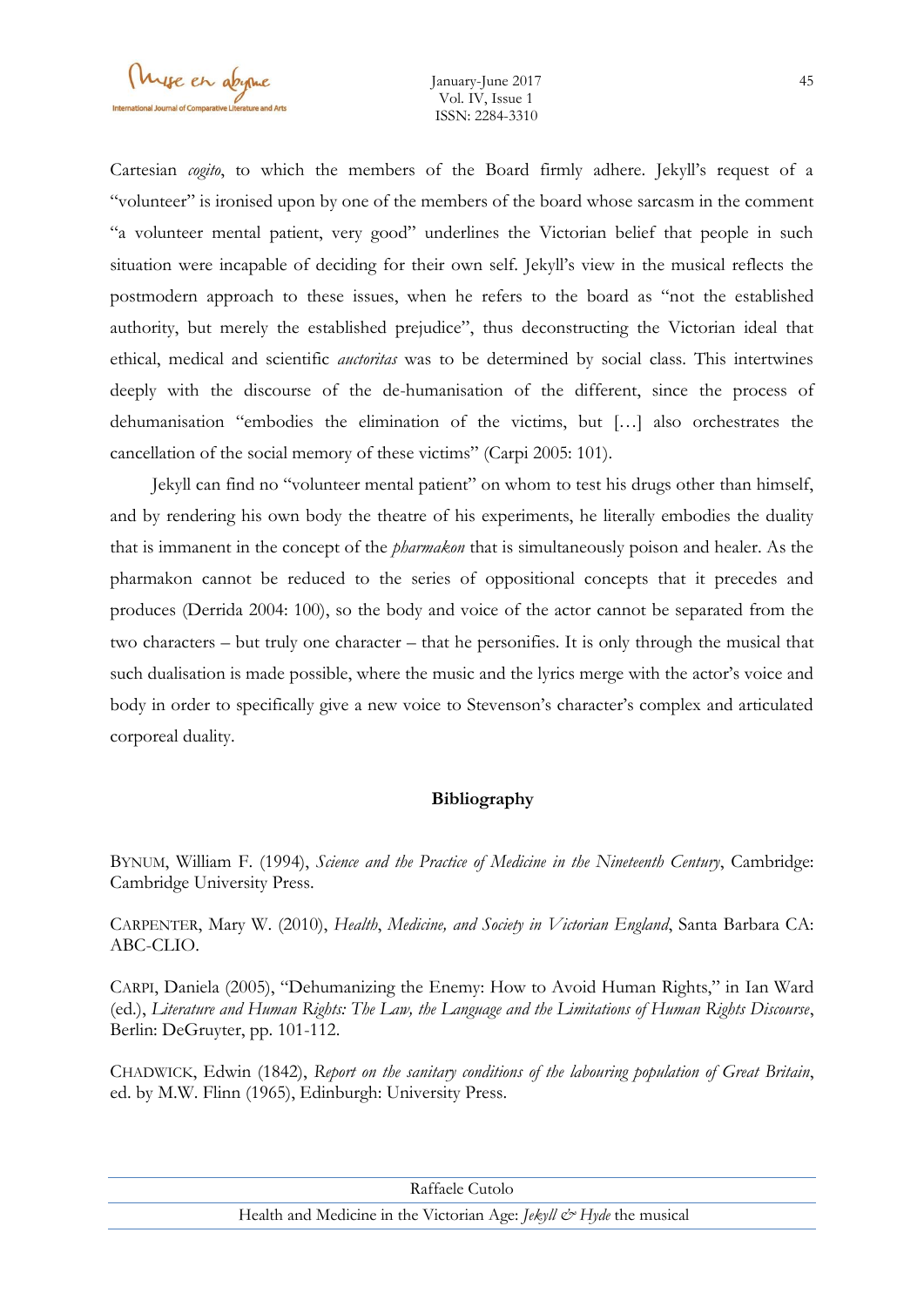Cartesian *cogito*, to which the members of the Board firmly adhere. Jekyll's request of a "volunteer" is ironised upon by one of the members of the board whose sarcasm in the comment "a volunteer mental patient, very good" underlines the Victorian belief that people in such situation were incapable of deciding for their own self. Jekyll's view in the musical reflects the postmodern approach to these issues, when he refers to the board as "not the established authority, but merely the established prejudice", thus deconstructing the Victorian ideal that ethical, medical and scientific *auctoritas* was to be determined by social class. This intertwines deeply with the discourse of the de-humanisation of the different, since the process of dehumanisation "embodies the elimination of the victims, but […] also orchestrates the cancellation of the social memory of these victims" (Carpi 2005: 101).

Jekyll can find no "volunteer mental patient" on whom to test his drugs other than himself, and by rendering his own body the theatre of his experiments, he literally embodies the duality that is immanent in the concept of the *pharmakon* that is simultaneously poison and healer. As the pharmakon cannot be reduced to the series of oppositional concepts that it precedes and produces (Derrida 2004: 100), so the body and voice of the actor cannot be separated from the two characters – but truly one character – that he personifies. It is only through the musical that such dualisation is made possible, where the music and the lyrics merge with the actor's voice and body in order to specifically give a new voice to Stevenson's character's complex and articulated corporeal duality.

## Bibliography

BYNUM, William F. (1994), *Science and the Practice of Medicine in the Nineteenth Century*, Cambridge: Cambridge University Press.

CARPENTER, Mary W. (2010), *Health, Medicine, and Society in Victorian England*, Santa Barbara CA: ABC-CLIO.

CARPI, Daniela (2005), "Dehumanizing the Enemy: How to Avoid Human Rights," in Ian Ward (ed.), *Literature and Human Rights: The Law, the Language and the Limitations of Human Rights Discourse*, Berlin: DeGruyter, pp. 101-112.

CHADWICK, Edwin (1842), *Report on the sanitary conditions of the labouring population of Great Britain*, ed. by M.W. Flinn (1965), Edinburgh: University Press.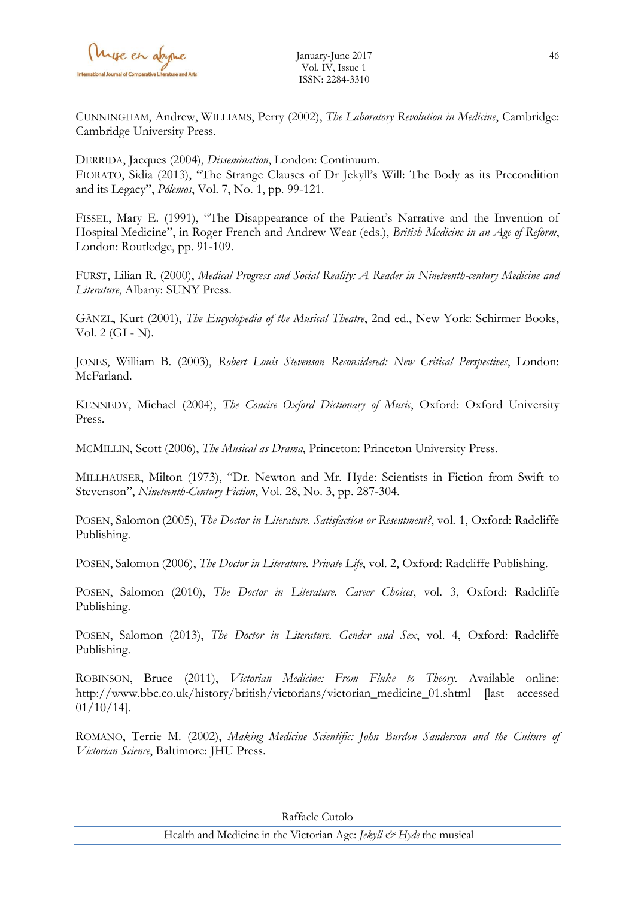CUNNINGHAM, Andrew, WILLIAMS, Perry (2002), *The Laboratory Revolution in Medicine*, Cambridge: Cambridge University Press.

DERRIDA, Jacques (2004), *Dissemination*, London: Continuum.

FIORATO, Sidia (2013), "The Strange Clauses of Dr Jekyll's Will: The Body as its Precondition and its Legacy", *Pólemos*, Vol. 7, No. 1, pp. 99-121.

FISSEL, Mary E. (1991), "The Disappearance of the Patient's Narrative and the Invention of Hospital Medicine", in Roger French and Andrew Wear (eds.), *British Medicine in an Age of Reform*, London: Routledge, pp. 91-109.

FURST, Lilian R. (2000), *Medical Progress and Social Reality: A Reader in Nineteenth-century Medicine and Literature*, Albany: SUNY Press.

GÄNZL, Kurt (2001), *The Encyclopedia of the Musical Theatre*, 2nd ed., New York: Schirmer Books, Vol. 2 (GI - N).

JONES, William B. (2003), *Robert Louis Stevenson Reconsidered: New Critical Perspectives*, London: McFarland.

KENNEDY, Michael (2004), *The Concise Oxford Dictionary of Music*, Oxford: Oxford University Press.

MCMILLIN, Scott (2006), *The Musical as Drama*, Princeton: Princeton University Press.

MILLHAUSER, Milton (1973), "Dr. Newton and Mr. Hyde: Scientists in Fiction from Swift to Stevenson", *Nineteenth-Century Fiction*, Vol. 28, No. 3, pp. 287-304.

POSEN, Salomon (2005), *The Doctor in Literature. Satisfaction or Resentment?*, vol. 1, Oxford: Radcliffe Publishing.

POSEN, Salomon (2006), *The Doctor in Literature. Private Life*, vol. 2, Oxford: Radcliffe Publishing.

POSEN, Salomon (2010), *The Doctor in Literature. Career Choices*, vol. 3, Oxford: Radcliffe Publishing.

POSEN, Salomon (2013), *The Doctor in Literature. Gender and Sex*, vol. 4, Oxford: Radcliffe Publishing.

ROBINSON, Bruce (2011), *Victorian Medicine: From Fluke to Theory*. Available online: http://www.bbc.co.uk/history/british/victorians/victorian_medicine_01.shtml [last accessed 01/10/14].

ROMANO, Terrie M. (2002), *Making Medicine Scientific: John Burdon Sanderson and the Culture of Victorian Science*, Baltimore: JHU Press.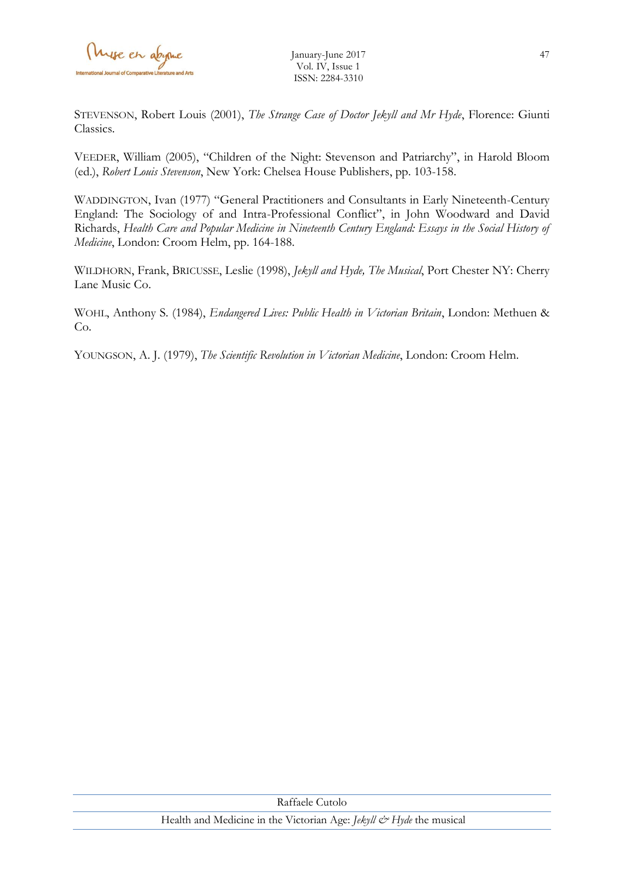STEVENSON, Robert Louis (2001), *The Strange Case of Doctor Jekyll and Mr Hyde*, Florence: Giunti Classics.

VEEDER, William (2005), "Children of the Night: Stevenson and Patriarchy", in Harold Bloom (ed.), *Robert Louis Stevenson*, New York: Chelsea House Publishers, pp. 103-158.

WADDINGTON, Ivan (1977) "General Practitioners and Consultants in Early Nineteenth-Century England: The Sociology of and Intra-Professional Conflict", in John Woodward and David Richards, *Health Care and Popular Medicine in Nineteenth Century England: Essays in the Social History of Medicine*, London: Croom Helm, pp. 164-188.

WILDHORN, Frank, BRICUSSE, Leslie (1998), *Jekyll and Hyde, The Musical*, Port Chester NY: Cherry Lane Music Co.

WOHL, Anthony S. (1984), *Endangered Lives: Public Health in Victorian Britain*, London: Methuen & Co.

YOUNGSON, A. J. (1979), *The Scientific Revolution in Victorian Medicine*, London: Croom Helm.